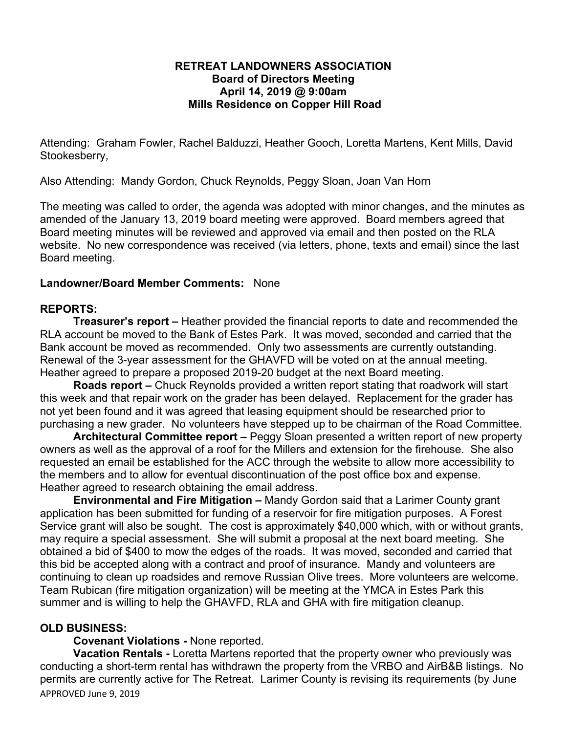**RETREAT LANDOWNERS ASSOCIATION**
**Board of Directors Meeting**
**April 14, 2019 @ 9:00am**
**Mills Residence on Copper Hill Road**

Attending: Graham Fowler, Rachel Balduzzi, Heather Gooch, Loretta Martens, Kent Mills, David Stookesberry,

Also Attending: Mandy Gordon, Chuck Reynolds, Peggy Sloan, Joan Van Horn

The meeting was called to order, the agenda was adopted with minor changes, and the minutes as amended of the January 13, 2019 board meeting were approved. Board members agreed that Board meeting minutes will be reviewed and approved via email and then posted on the RLA website. No new correspondence was received (via letters, phone, texts and email) since the last Board meeting.

**Landowner/Board Member Comments:** None

**REPORTS:**

**Treasurer's report –** Heather provided the financial reports to date and recommended the RLA account be moved to the Bank of Estes Park. It was moved, seconded and carried that the Bank account be moved as recommended. Only two assessments are currently outstanding. Renewal of the 3-year assessment for the GHAVFD will be voted on at the annual meeting. Heather agreed to prepare a proposed 2019-20 budget at the next Board meeting.

**Roads report –** Chuck Reynolds provided a written report stating that roadwork will start this week and that repair work on the grader has been delayed. Replacement for the grader has not yet been found and it was agreed that leasing equipment should be researched prior to purchasing a new grader. No volunteers have stepped up to be chairman of the Road Committee.

**Architectural Committee report –** Peggy Sloan presented a written report of new property owners as well as the approval of a roof for the Millers and extension for the firehouse. She also requested an email be established for the ACC through the website to allow more accessibility to the members and to allow for eventual discontinuation of the post office box and expense. Heather agreed to research obtaining the email address.

**Environmental and Fire Mitigation –** Mandy Gordon said that a Larimer County grant application has been submitted for funding of a reservoir for fire mitigation purposes. A Forest Service grant will also be sought. The cost is approximately $40,000 which, with or without grants, may require a special assessment. She will submit a proposal at the next board meeting. She obtained a bid of $400 to mow the edges of the roads. It was moved, seconded and carried that this bid be accepted along with a contract and proof of insurance. Mandy and volunteers are continuing to clean up roadsides and remove Russian Olive trees. More volunteers are welcome. Team Rubican (fire mitigation organization) will be meeting at the YMCA in Estes Park this summer and is willing to help the GHAVFD, RLA and GHA with fire mitigation cleanup.

**OLD BUSINESS:**

**Covenant Violations -** None reported.

**Vacation Rentals -** Loretta Martens reported that the property owner who previously was conducting a short-term rental has withdrawn the property from the VRBO and AirB&B listings. No permits are currently active for The Retreat. Larimer County is revising its requirements (by June

APPROVED June 9, 2019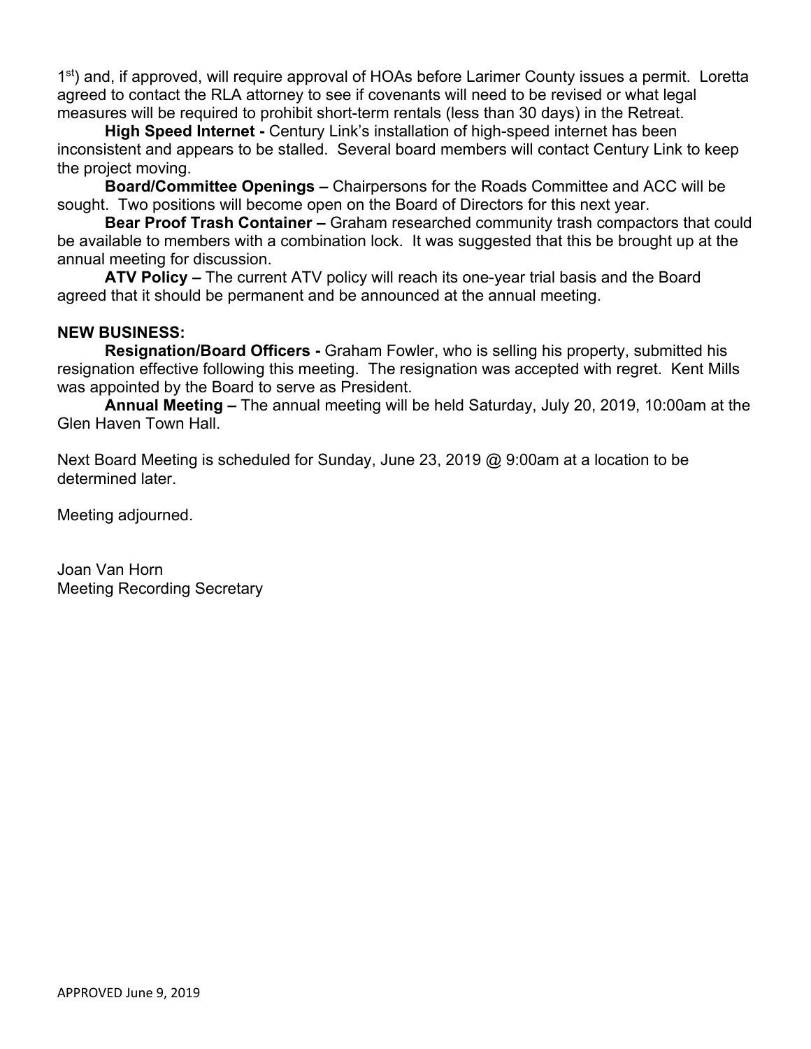1[st]) and, if approved, will require approval of HOAs before Larimer County issues a permit. Loretta agreed to contact the RLA attorney to see if covenants will need to be revised or what legal measures will be required to prohibit short-term rentals (less than 30 days) in the Retreat.

**High Speed Internet -** Century Link's installation of high-speed internet has been inconsistent and appears to be stalled. Several board members will contact Century Link to keep the project moving.

**Board/Committee Openings –** Chairpersons for the Roads Committee and ACC will be sought. Two positions will become open on the Board of Directors for this next year.

**Bear Proof Trash Container –** Graham researched community trash compactors that could be available to members with a combination lock. It was suggested that this be brought up at the annual meeting for discussion.

**ATV Policy –** The current ATV policy will reach its one-year trial basis and the Board agreed that it should be permanent and be announced at the annual meeting.

**NEW BUSINESS:**

**Resignation/Board Officers -** Graham Fowler, who is selling his property, submitted his resignation effective following this meeting. The resignation was accepted with regret. Kent Mills was appointed by the Board to serve as President.

**Annual Meeting –** The annual meeting will be held Saturday, July 20, 2019, 10:00am at the Glen Haven Town Hall.

Next Board Meeting is scheduled for Sunday, June 23, 2019 @ 9:00am at a location to be determined later.

Meeting adjourned.

Joan Van Horn
Meeting Recording Secretary

APPROVED June 9, 2019